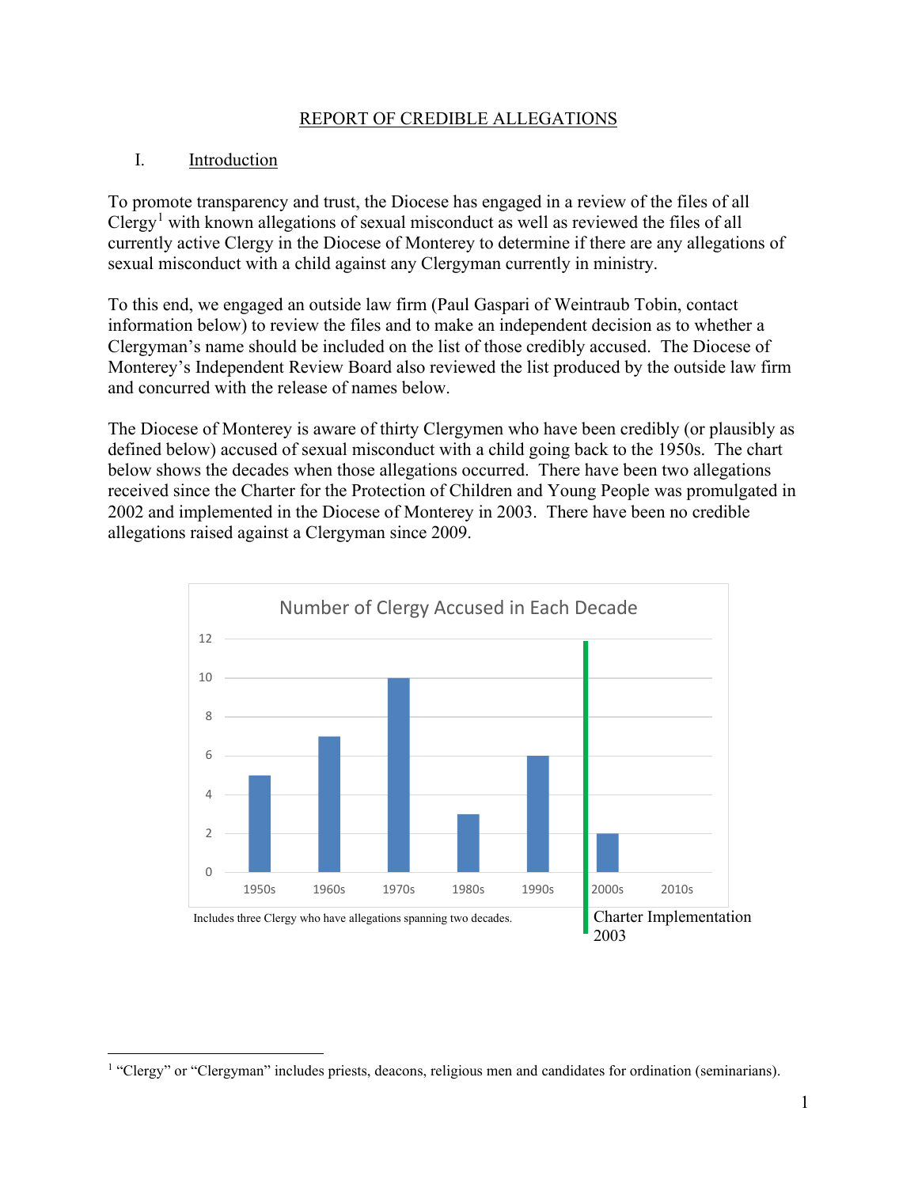# REPORT OF CREDIBLE ALLEGATIONS

## I. Introduction

To promote transparency and trust, the Diocese has engaged in a review of the files of all Clergy[1] with known allegations of sexual misconduct as well as reviewed the files of all currently active Clergy in the Diocese of Monterey to determine if there are any allegations of sexual misconduct with a child against any Clergyman currently in ministry.

To this end, we engaged an outside law firm (Paul Gaspari of Weintraub Tobin, contact information below) to review the files and to make an independent decision as to whether a Clergyman's name should be included on the list of those credibly accused. The Diocese of Monterey's Independent Review Board also reviewed the list produced by the outside law firm and concurred with the release of names below.

The Diocese of Monterey is aware of thirty Clergymen who have been credibly (or plausibly as defined below) accused of sexual misconduct with a child going back to the 1950s. The chart below shows the decades when those allegations occurred. There have been two allegations received since the Charter for the Protection of Children and Young People was promulgated in 2002 and implemented in the Diocese of Monterey in 2003. There have been no credible allegations raised against a Clergyman since 2009.

**Number of Clergy Accused in Each Decade**

| Decade | Number of Clergy Accused |
|---|---|
| 1950s | 5 |
| 1960s | 7 |
| 1970s | 10 |
| 1980s | 3 |
| 1990s | 6 |
| 2000s | 2 |
| 2010s | 0 |

Charter Implementation 2003 (between 1990s and 2000s)

Includes three Clergy who have allegations spanning two decades.

[1] "Clergy" or "Clergyman" includes priests, deacons, religious men and candidates for ordination (seminarians).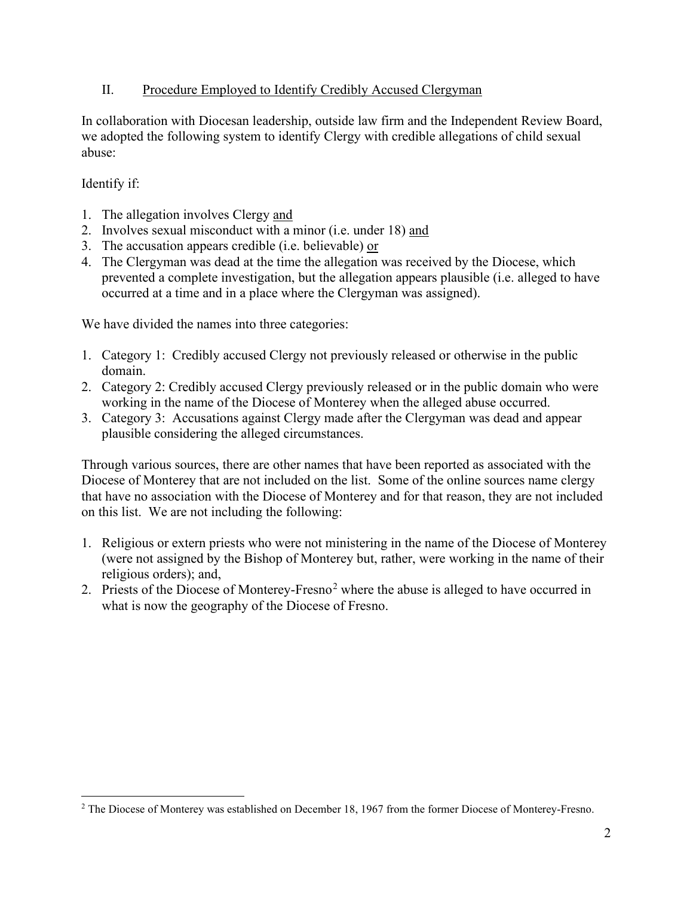## II. Procedure Employed to Identify Credibly Accused Clergyman

In collaboration with Diocesan leadership, outside law firm and the Independent Review Board, we adopted the following system to identify Clergy with credible allegations of child sexual abuse:

Identify if:

1. The allegation involves Clergy and
2. Involves sexual misconduct with a minor (i.e. under 18) and
3. The accusation appears credible (i.e. believable) or
4. The Clergyman was dead at the time the allegation was received by the Diocese, which prevented a complete investigation, but the allegation appears plausible (i.e. alleged to have occurred at a time and in a place where the Clergyman was assigned).

We have divided the names into three categories:

1. Category 1: Credibly accused Clergy not previously released or otherwise in the public domain.
2. Category 2: Credibly accused Clergy previously released or in the public domain who were working in the name of the Diocese of Monterey when the alleged abuse occurred.
3. Category 3: Accusations against Clergy made after the Clergyman was dead and appear plausible considering the alleged circumstances.

Through various sources, there are other names that have been reported as associated with the Diocese of Monterey that are not included on the list. Some of the online sources name clergy that have no association with the Diocese of Monterey and for that reason, they are not included on this list. We are not including the following:

1. Religious or extern priests who were not ministering in the name of the Diocese of Monterey (were not assigned by the Bishop of Monterey but, rather, were working in the name of their religious orders); and,
2. Priests of the Diocese of Monterey-Fresno[2] where the abuse is alleged to have occurred in what is now the geography of the Diocese of Fresno.

[2] The Diocese of Monterey was established on December 18, 1967 from the former Diocese of Monterey-Fresno.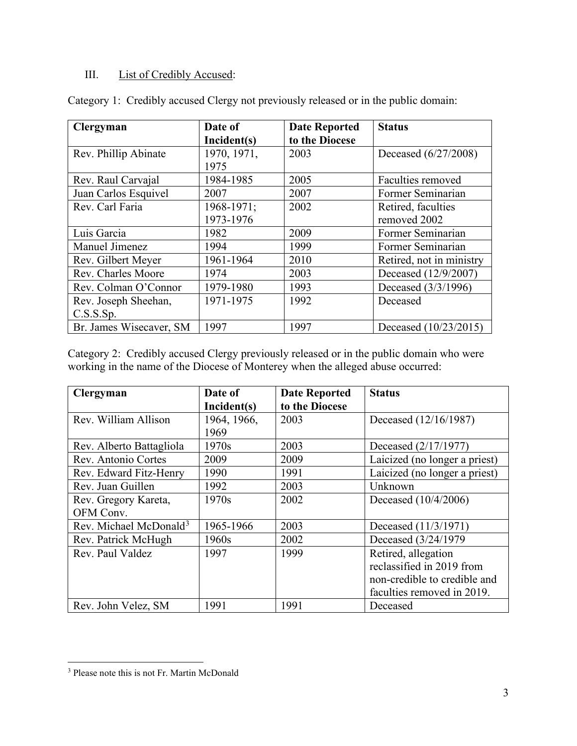## III. List of Credibly Accused:

Category 1: Credibly accused Clergy not previously released or in the public domain:

| Clergyman | Date of Incident(s) | Date Reported to the Diocese | Status |
|---|---|---|---|
| Rev. Phillip Abinate | 1970, 1971, 1975 | 2003 | Deceased (6/27/2008) |
| Rev. Raul Carvajal | 1984-1985 | 2005 | Faculties removed |
| Juan Carlos Esquivel | 2007 | 2007 | Former Seminarian |
| Rev. Carl Faria | 1968-1971; 1973-1976 | 2002 | Retired, faculties removed 2002 |
| Luis Garcia | 1982 | 2009 | Former Seminarian |
| Manuel Jimenez | 1994 | 1999 | Former Seminarian |
| Rev. Gilbert Meyer | 1961-1964 | 2010 | Retired, not in ministry |
| Rev. Charles Moore | 1974 | 2003 | Deceased (12/9/2007) |
| Rev. Colman O'Connor | 1979-1980 | 1993 | Deceased (3/3/1996) |
| Rev. Joseph Sheehan, C.S.S.Sp. | 1971-1975 | 1992 | Deceased |
| Br. James Wisecaver, SM | 1997 | 1997 | Deceased (10/23/2015) |

Category 2: Credibly accused Clergy previously released or in the public domain who were working in the name of the Diocese of Monterey when the alleged abuse occurred:

| Clergyman | Date of Incident(s) | Date Reported to the Diocese | Status |
|---|---|---|---|
| Rev. William Allison | 1964, 1966, 1969 | 2003 | Deceased (12/16/1987) |
| Rev. Alberto Battagliola | 1970s | 2003 | Deceased (2/17/1977) |
| Rev. Antonio Cortes | 2009 | 2009 | Laicized (no longer a priest) |
| Rev. Edward Fitz-Henry | 1990 | 1991 | Laicized (no longer a priest) |
| Rev. Juan Guillen | 1992 | 2003 | Unknown |
| Rev. Gregory Kareta, OFM Conv. | 1970s | 2002 | Deceased (10/4/2006) |
| Rev. Michael McDonald[3] | 1965-1966 | 2003 | Deceased (11/3/1971) |
| Rev. Patrick McHugh | 1960s | 2002 | Deceased (3/24/1979 |
| Rev. Paul Valdez | 1997 | 1999 | Retired, allegation reclassified in 2019 from non-credible to credible and faculties removed in 2019. |
| Rev. John Velez, SM | 1991 | 1991 | Deceased |

[3] Please note this is not Fr. Martin McDonald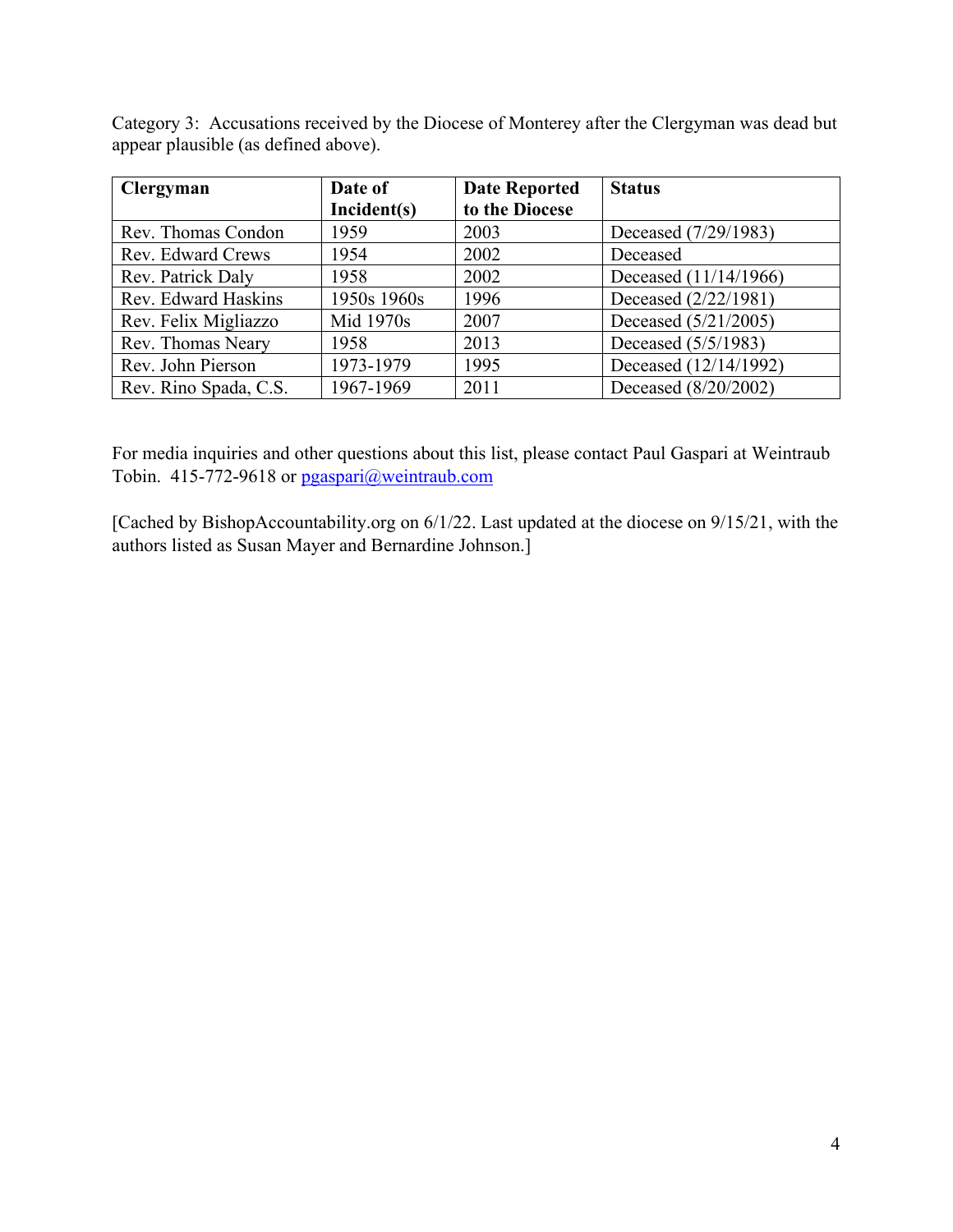Category 3: Accusations received by the Diocese of Monterey after the Clergyman was dead but appear plausible (as defined above).

| Clergyman | Date of Incident(s) | Date Reported to the Diocese | Status |
|---|---|---|---|
| Rev. Thomas Condon | 1959 | 2003 | Deceased (7/29/1983) |
| Rev. Edward Crews | 1954 | 2002 | Deceased |
| Rev. Patrick Daly | 1958 | 2002 | Deceased (11/14/1966) |
| Rev. Edward Haskins | 1950s 1960s | 1996 | Deceased (2/22/1981) |
| Rev. Felix Migliazzo | Mid 1970s | 2007 | Deceased (5/21/2005) |
| Rev. Thomas Neary | 1958 | 2013 | Deceased (5/5/1983) |
| Rev. John Pierson | 1973-1979 | 1995 | Deceased (12/14/1992) |
| Rev. Rino Spada, C.S. | 1967-1969 | 2011 | Deceased (8/20/2002) |

For media inquiries and other questions about this list, please contact Paul Gaspari at Weintraub Tobin. 415-772-9618 or pgaspari@weintraub.com

[Cached by BishopAccountability.org on 6/1/22. Last updated at the diocese on 9/15/21, with the authors listed as Susan Mayer and Bernardine Johnson.]